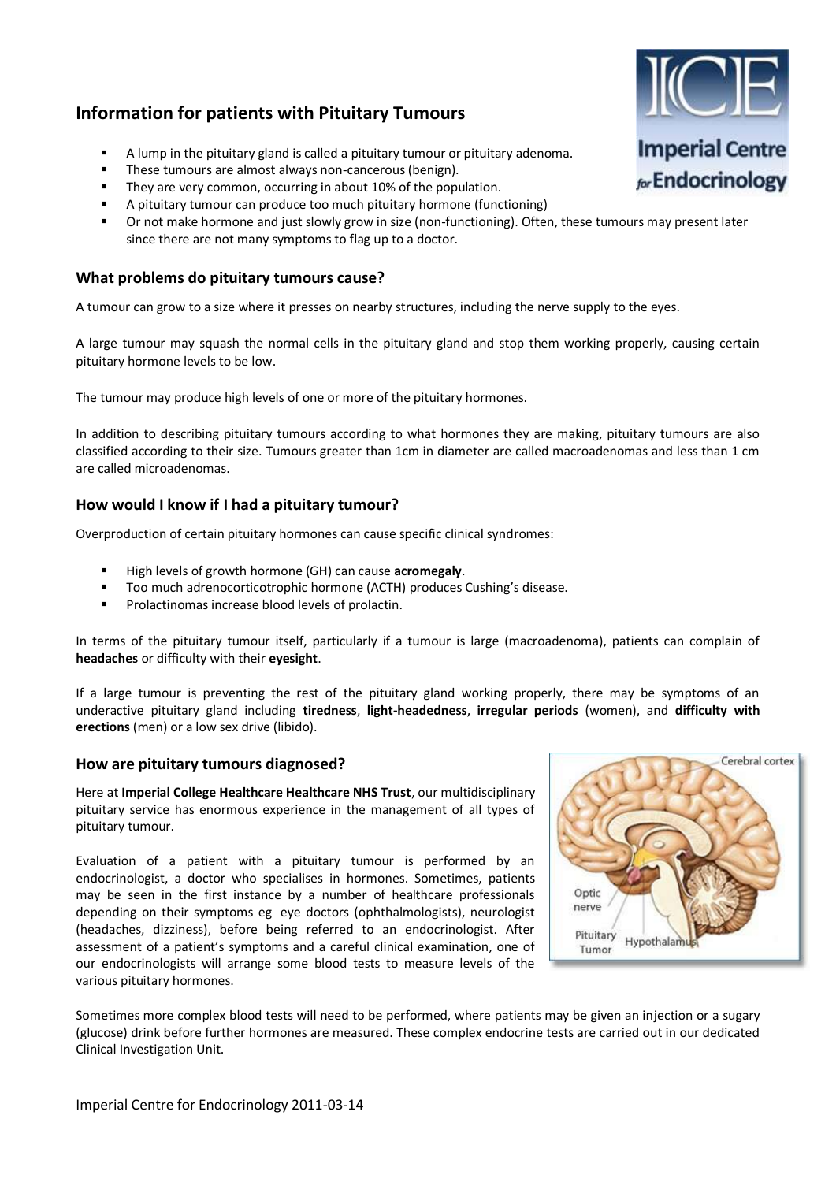# Information for patients with Pituitary Tumours

- A lump in the pituitary gland is called a pituitary tumour or pituitary adenoma.
- These tumours are almost always non-cancerous (benign).
- They are very common, occurring in about 10% of the population.
- A pituitary tumour can produce too much pituitary hormone (functioning)
- Or not make hormone and just slowly grow in size (non-functioning). Often, these tumours may present later since there are not many symptoms to flag up to a doctor.

## What problems do pituitary tumours cause?

A tumour can grow to a size where it presses on nearby structures, including the nerve supply to the eyes.

A large tumour may squash the normal cells in the pituitary gland and stop them working properly, causing certain pituitary hormone levels to be low.

The tumour may produce high levels of one or more of the pituitary hormones.

In addition to describing pituitary tumours according to what hormones they are making, pituitary tumours are also classified according to their size. Tumours greater than 1cm in diameter are called macroadenomas and less than 1 cm are called microadenomas.

## How would I know if I had a pituitary tumour?

Overproduction of certain pituitary hormones can cause specific clinical syndromes:

- High levels of growth hormone (GH) can cause **acromegaly**.
- Too much adrenocorticotrophic hormone (ACTH) produces Cushing's disease.
- Prolactinomas increase blood levels of prolactin.

In terms of the pituitary tumour itself, particularly if a tumour is large (macroadenoma), patients can complain of **headaches** or difficulty with their **eyesight**.

If a large tumour is preventing the rest of the pituitary gland working properly, there may be symptoms of an underactive pituitary gland including **tiredness**, **light-headedness**, **irregular periods** (women), and **difficulty with erections** (men) or a low sex drive (libido).

## How are pituitary tumours diagnosed?

Here at **Imperial College Healthcare Healthcare NHS Trust**, our multidisciplinary pituitary service has enormous experience in the management of all types of pituitary tumour.

Evaluation of a patient with a pituitary tumour is performed by an endocrinologist, a doctor who specialises in hormones. Sometimes, patients may be seen in the first instance by a number of healthcare professionals depending on their symptoms eg eye doctors (ophthalmologists), neurologist (headaches, dizziness), before being referred to an endocrinologist. After assessment of a patient's symptoms and a careful clinical examination, one of our endocrinologists will arrange some blood tests to measure levels of the various pituitary hormones.

Sometimes more complex blood tests will need to be performed, where patients may be given an injection or a sugary (glucose) drink before further hormones are measured. These complex endocrine tests are carried out in our dedicated Clinical Investigation Unit.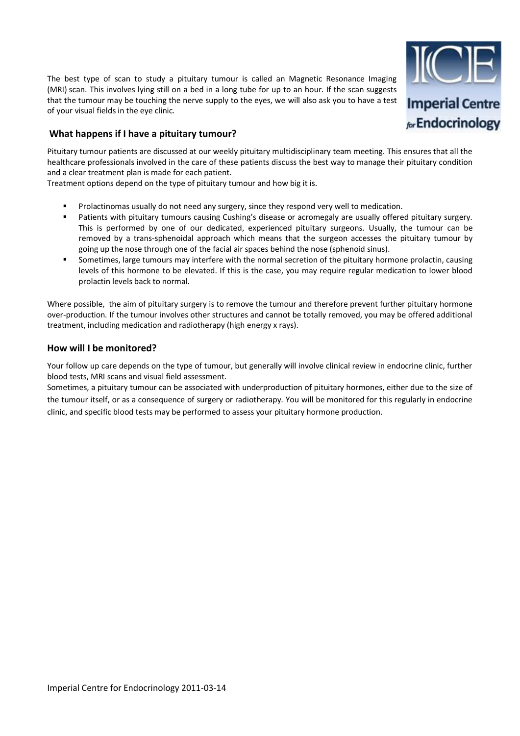The best type of scan to study a pituitary tumour is called an Magnetic Resonance Imaging (MRI) scan. This involves lying still on a bed in a long tube for up to an hour. If the scan suggests that the tumour may be touching the nerve supply to the eyes, we will also ask you to have a test of your visual fields in the eye clinic.

## What happens if I have a pituitary tumour?

Pituitary tumour patients are discussed at our weekly pituitary multidisciplinary team meeting. This ensures that all the healthcare professionals involved in the care of these patients discuss the best way to manage their pituitary condition and a clear treatment plan is made for each patient.

Treatment options depend on the type of pituitary tumour and how big it is.

- Prolactinomas usually do not need any surgery, since they respond very well to medication.
- Patients with pituitary tumours causing Cushing's disease or acromegaly are usually offered pituitary surgery. This is performed by one of our dedicated, experienced pituitary surgeons. Usually, the tumour can be removed by a trans-sphenoidal approach which means that the surgeon accesses the pituitary tumour by going up the nose through one of the facial air spaces behind the nose (sphenoid sinus).
- Sometimes, large tumours may interfere with the normal secretion of the pituitary hormone prolactin, causing levels of this hormone to be elevated. If this is the case, you may require regular medication to lower blood prolactin levels back to normal.

Where possible, the aim of pituitary surgery is to remove the tumour and therefore prevent further pituitary hormone over-production. If the tumour involves other structures and cannot be totally removed, you may be offered additional treatment, including medication and radiotherapy (high energy x rays).

## How will I be monitored?

Your follow up care depends on the type of tumour, but generally will involve clinical review in endocrine clinic, further blood tests, MRI scans and visual field assessment.

Sometimes, a pituitary tumour can be associated with underproduction of pituitary hormones, either due to the size of the tumour itself, or as a consequence of surgery or radiotherapy. You will be monitored for this regularly in endocrine clinic, and specific blood tests may be performed to assess your pituitary hormone production.